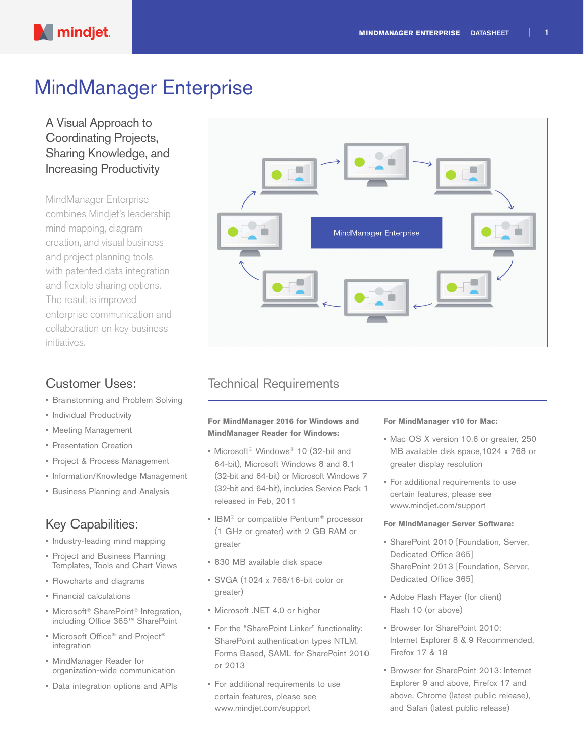# MindManager Enterprise

## A Visual Approach to Coordinating Projects, Sharing Knowledge, and Increasing Productivity

MindManager Enterprise combines Mindjet's leadership mind mapping, diagram creation, and visual business and project planning tools with patented data integration and flexible sharing options. The result is improved enterprise communication and collaboration on key business initiatives.

MindManager Enterprise

## Customer Uses:

- Brainstorming and Problem Solving
- Individual Productivity
- Meeting Management
- Presentation Creation
- Project & Process Management
- Information/Knowledge Management
- Business Planning and Analysis

## Key Capabilities:

- Industry-leading mind mapping
- Project and Business Planning Templates, Tools and Chart Views
- Flowcharts and diagrams
- Financial calculations
- Microsoft® SharePoint® Integration, including Office 365™ SharePoint
- Microsoft Office® and Project® integration
- MindManager Reader for organization-wide communication
- Data integration options and APIs

## Technical Requirements

**For MindManager 2016 for Windows and MindManager Reader for Windows:**

- Microsoft® Windows® 10 (32-bit and 64-bit), Microsoft Windows 8 and 8.1 (32-bit and 64-bit) or Microsoft Windows 7 (32-bit and 64-bit), includes Service Pack 1 released in Feb, 2011
- IBM® or compatible Pentium® processor (1 GHz or greater) with 2 GB RAM or greater
- 830 MB available disk space
- SVGA (1024 x 768/16-bit color or greater)
- Microsoft .NET 4.0 or higher
- For the "SharePoint Linker" functionality: SharePoint authentication types NTLM, Forms Based, SAML for SharePoint 2010 or 2013
- For additional requirements to use certain features, please see www.mindjet.com/support

**For MindManager v10 for Mac:**

- Mac OS X version 10.6 or greater, 250 MB available disk space,1024 x 768 or greater display resolution
- For additional requirements to use certain features, please see www.mindjet.com/support

**For MindManager Server Software:**

- SharePoint 2010 [Foundation, Server, Dedicated Office 365]
  SharePoint 2013 [Foundation, Server, Dedicated Office 365]
- Adobe Flash Player (for client) Flash 10 (or above)
- Browser for SharePoint 2010: Internet Explorer 8 & 9 Recommended, Firefox 17 & 18
- Browser for SharePoint 2013: Internet Explorer 9 and above, Firefox 17 and above, Chrome (latest public release), and Safari (latest public release)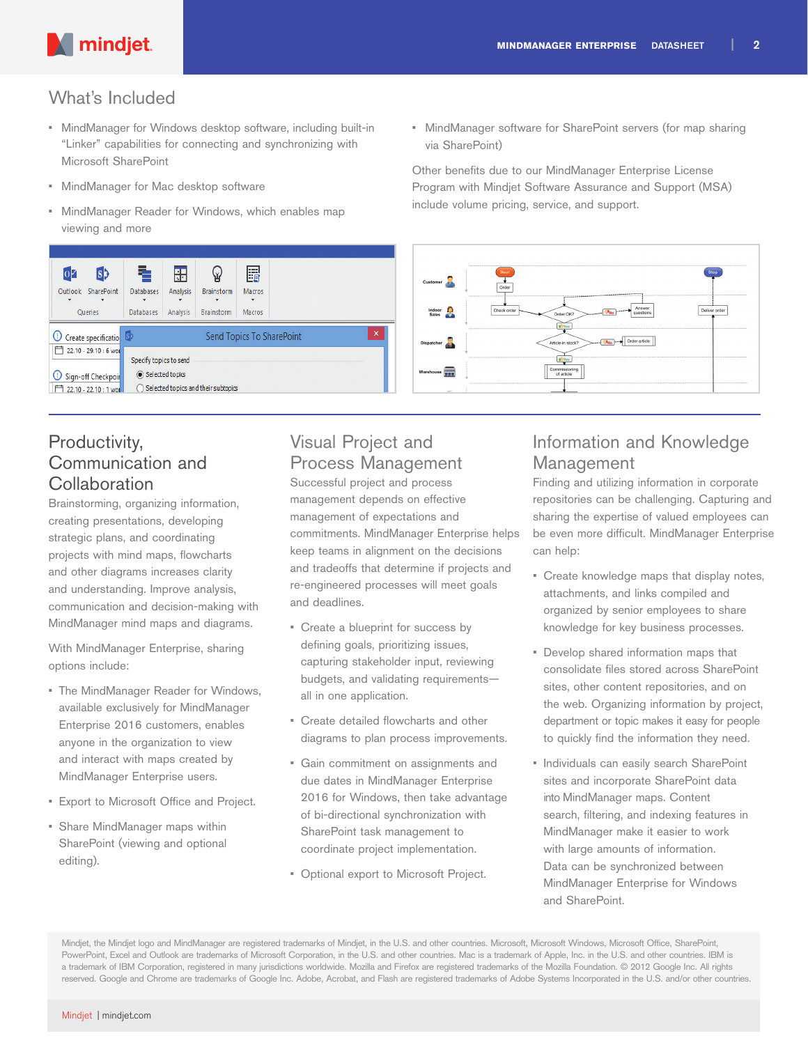## What's Included

- MindManager for Windows desktop software, including built-in "Linker" capabilities for connecting and synchronizing with Microsoft SharePoint
- MindManager for Mac desktop software
- MindManager Reader for Windows, which enables map viewing and more
- MindManager software for SharePoint servers (for map sharing via SharePoint)

Other benefits due to our MindManager Enterprise License Program with Mindjet Software Assurance and Support (MSA) include volume pricing, service, and support.

## Productivity, Communication and Collaboration

Brainstorming, organizing information, creating presentations, developing strategic plans, and coordinating projects with mind maps, flowcharts and other diagrams increases clarity and understanding. Improve analysis, communication and decision-making with MindManager mind maps and diagrams.

With MindManager Enterprise, sharing options include:

- The MindManager Reader for Windows, available exclusively for MindManager Enterprise 2016 customers, enables anyone in the organization to view and interact with maps created by MindManager Enterprise users.
- Export to Microsoft Office and Project.
- Share MindManager maps within SharePoint (viewing and optional editing).

## Visual Project and Process Management

Successful project and process management depends on effective management of expectations and commitments. MindManager Enterprise helps keep teams in alignment on the decisions and tradeoffs that determine if projects and re-engineered processes will meet goals and deadlines.

- Create a blueprint for success by defining goals, prioritizing issues, capturing stakeholder input, reviewing budgets, and validating requirements—all in one application.
- Create detailed flowcharts and other diagrams to plan process improvements.
- Gain commitment on assignments and due dates in MindManager Enterprise 2016 for Windows, then take advantage of bi-directional synchronization with SharePoint task management to coordinate project implementation.
- Optional export to Microsoft Project.

## Information and Knowledge Management

Finding and utilizing information in corporate repositories can be challenging. Capturing and sharing the expertise of valued employees can be even more difficult. MindManager Enterprise can help:

- Create knowledge maps that display notes, attachments, and links compiled and organized by senior employees to share knowledge for key business processes.
- Develop shared information maps that consolidate files stored across SharePoint sites, other content repositories, and on the web. Organizing information by project, department or topic makes it easy for people to quickly find the information they need.
- Individuals can easily search SharePoint sites and incorporate SharePoint data into MindManager maps. Content search, filtering, and indexing features in MindManager make it easier to work with large amounts of information. Data can be synchronized between MindManager Enterprise for Windows and SharePoint.

Mindjet, the Mindjet logo and MindManager are registered trademarks of Mindjet, in the U.S. and other countries. Microsoft, Microsoft Windows, Microsoft Office, SharePoint, PowerPoint, Excel and Outlook are trademarks of Microsoft Corporation, in the U.S. and other countries. Mac is a trademark of Apple, Inc. in the U.S. and other countries. IBM is a trademark of IBM Corporation, registered in many jurisdictions worldwide. Mozilla and Firefox are registered trademarks of the Mozilla Foundation. © 2012 Google Inc. All rights reserved. Google and Chrome are trademarks of Google Inc. Adobe, Acrobat, and Flash are registered trademarks of Adobe Systems Incorporated in the U.S. and/or other countries.

Mindjet | mindjet.com